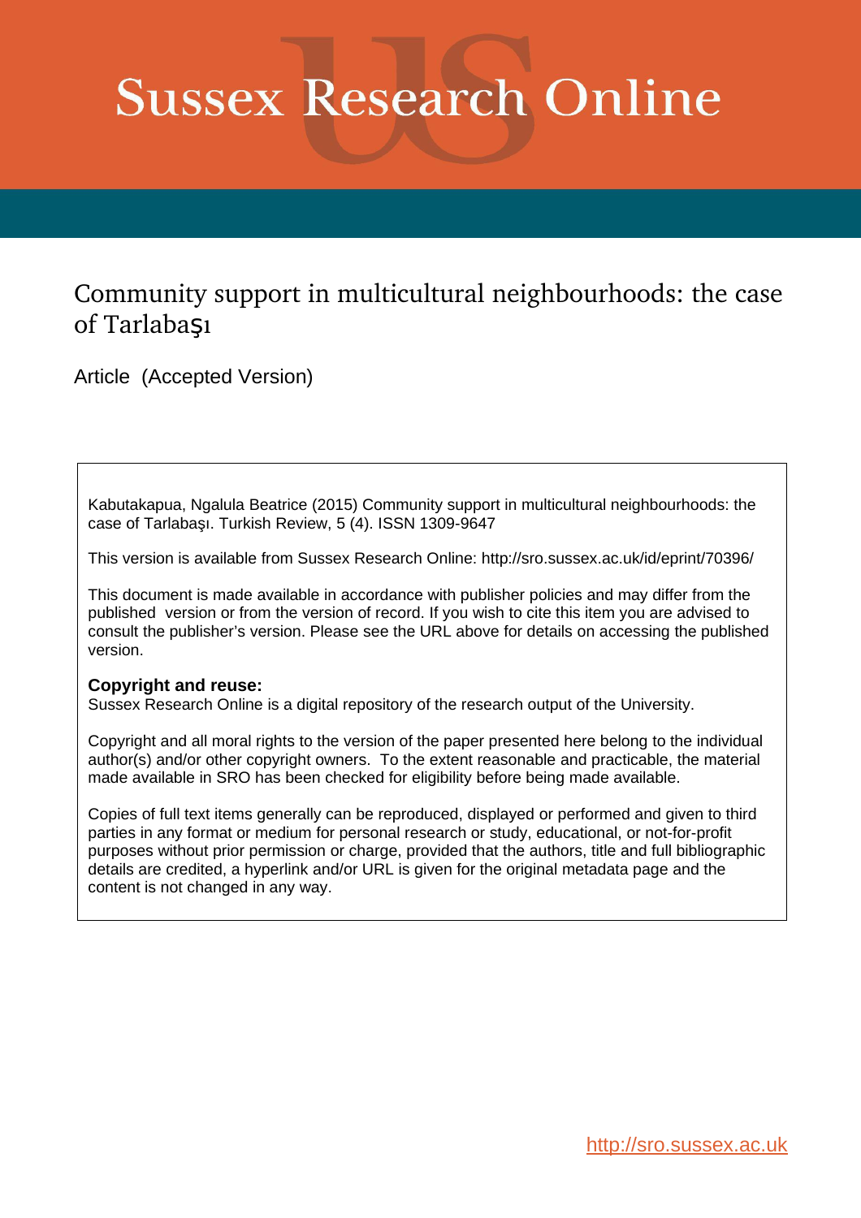# Sussex Research Online

## Community support in multicultural neighbourhoods: the case of Tarlabaşı

Article (Accepted Version)

Kabutakapua, Ngalula Beatrice (2015) Community support in multicultural neighbourhoods: the case of Tarlabaşı. Turkish Review, 5 (4). ISSN 1309-9647

This version is available from Sussex Research Online: http://sro.sussex.ac.uk/id/eprint/70396/

This document is made available in accordance with publisher policies and may differ from the published version or from the version of record. If you wish to cite this item you are advised to consult the publisher's version. Please see the URL above for details on accessing the published version.

**Copyright and reuse:**
Sussex Research Online is a digital repository of the research output of the University.

Copyright and all moral rights to the version of the paper presented here belong to the individual author(s) and/or other copyright owners. To the extent reasonable and practicable, the material made available in SRO has been checked for eligibility before being made available.

Copies of full text items generally can be reproduced, displayed or performed and given to third parties in any format or medium for personal research or study, educational, or not-for-profit purposes without prior permission or charge, provided that the authors, title and full bibliographic details are credited, a hyperlink and/or URL is given for the original metadata page and the content is not changed in any way.

http://sro.sussex.ac.uk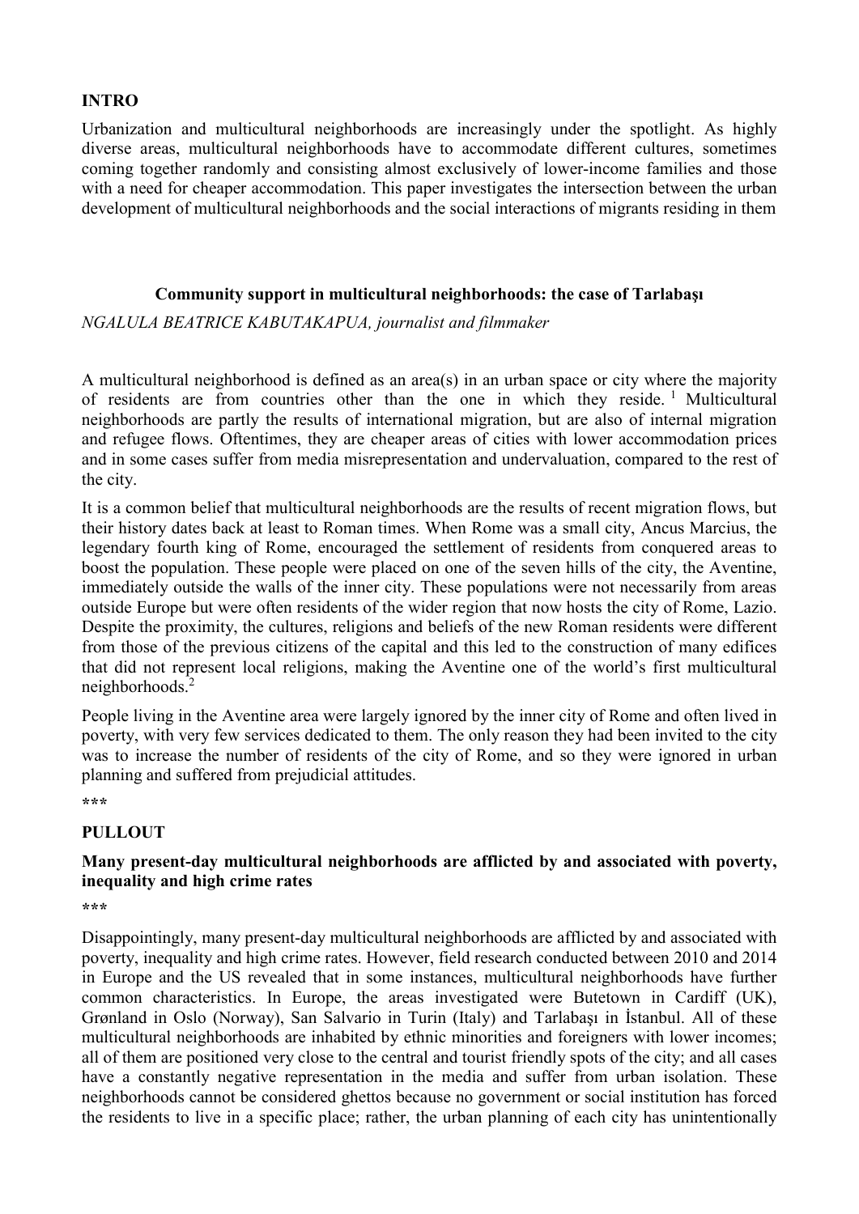**INTRO**

Urbanization and multicultural neighborhoods are increasingly under the spotlight. As highly diverse areas, multicultural neighborhoods have to accommodate different cultures, sometimes coming together randomly and consisting almost exclusively of lower-income families and those with a need for cheaper accommodation. This paper investigates the intersection between the urban development of multicultural neighborhoods and the social interactions of migrants residing in them

## Community support in multicultural neighborhoods: the case of Tarlabaşı

*NGALULA BEATRICE KABUTAKAPUA, journalist and filmmaker*

A multicultural neighborhood is defined as an area(s) in an urban space or city where the majority of residents are from countries other than the one in which they reside. [1] Multicultural neighborhoods are partly the results of international migration, but are also of internal migration and refugee flows. Oftentimes, they are cheaper areas of cities with lower accommodation prices and in some cases suffer from media misrepresentation and undervaluation, compared to the rest of the city.

It is a common belief that multicultural neighborhoods are the results of recent migration flows, but their history dates back at least to Roman times. When Rome was a small city, Ancus Marcius, the legendary fourth king of Rome, encouraged the settlement of residents from conquered areas to boost the population. These people were placed on one of the seven hills of the city, the Aventine, immediately outside the walls of the inner city. These populations were not necessarily from areas outside Europe but were often residents of the wider region that now hosts the city of Rome, Lazio. Despite the proximity, the cultures, religions and beliefs of the new Roman residents were different from those of the previous citizens of the capital and this led to the construction of many edifices that did not represent local religions, making the Aventine one of the world's first multicultural neighborhoods.[2]

People living in the Aventine area were largely ignored by the inner city of Rome and often lived in poverty, with very few services dedicated to them. The only reason they had been invited to the city was to increase the number of residents of the city of Rome, and so they were ignored in urban planning and suffered from prejudicial attitudes.

***

**PULLOUT**

**Many present-day multicultural neighborhoods are afflicted by and associated with poverty, inequality and high crime rates**

***

Disappointingly, many present-day multicultural neighborhoods are afflicted by and associated with poverty, inequality and high crime rates. However, field research conducted between 2010 and 2014 in Europe and the US revealed that in some instances, multicultural neighborhoods have further common characteristics. In Europe, the areas investigated were Butetown in Cardiff (UK), Grønland in Oslo (Norway), San Salvario in Turin (Italy) and Tarlabaşı in İstanbul. All of these multicultural neighborhoods are inhabited by ethnic minorities and foreigners with lower incomes; all of them are positioned very close to the central and tourist friendly spots of the city; and all cases have a constantly negative representation in the media and suffer from urban isolation. These neighborhoods cannot be considered ghettos because no government or social institution has forced the residents to live in a specific place; rather, the urban planning of each city has unintentionally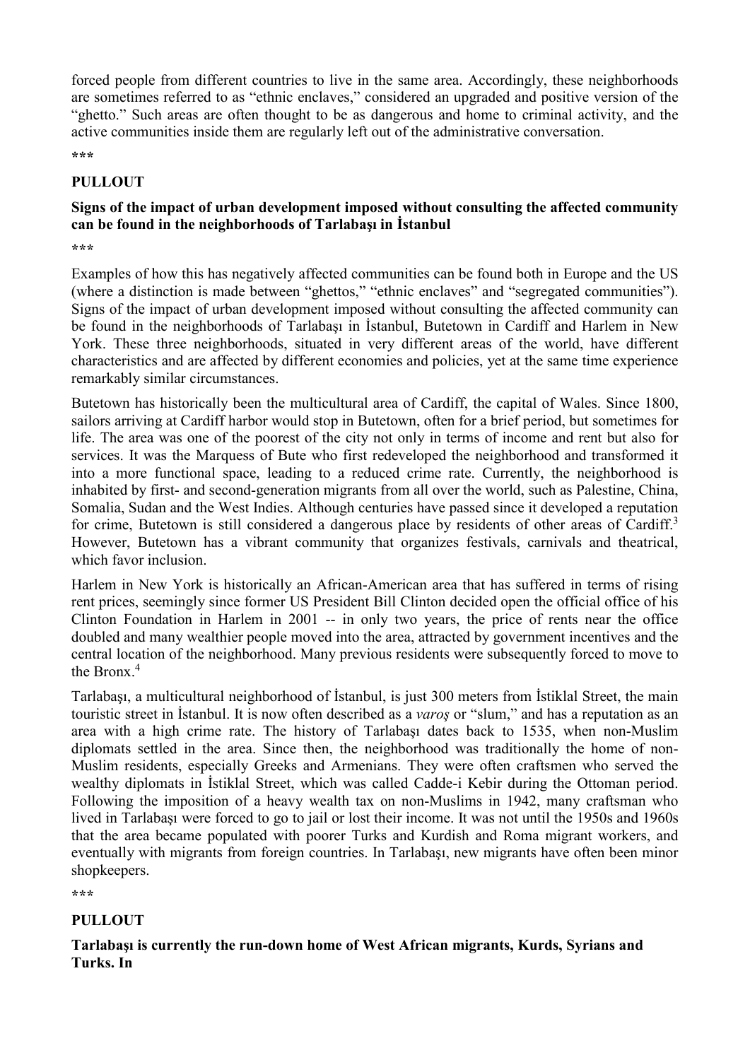forced people from different countries to live in the same area. Accordingly, these neighborhoods are sometimes referred to as "ethnic enclaves," considered an upgraded and positive version of the "ghetto." Such areas are often thought to be as dangerous and home to criminal activity, and the active communities inside them are regularly left out of the administrative conversation.

\*\*\*

**PULLOUT**

**Signs of the impact of urban development imposed without consulting the affected community can be found in the neighborhoods of Tarlabaşı in İstanbul**

\*\*\*

Examples of how this has negatively affected communities can be found both in Europe and the US (where a distinction is made between "ghettos," "ethnic enclaves" and "segregated communities"). Signs of the impact of urban development imposed without consulting the affected community can be found in the neighborhoods of Tarlabaşı in İstanbul, Butetown in Cardiff and Harlem in New York. These three neighborhoods, situated in very different areas of the world, have different characteristics and are affected by different economies and policies, yet at the same time experience remarkably similar circumstances.

Butetown has historically been the multicultural area of Cardiff, the capital of Wales. Since 1800, sailors arriving at Cardiff harbor would stop in Butetown, often for a brief period, but sometimes for life. The area was one of the poorest of the city not only in terms of income and rent but also for services. It was the Marquess of Bute who first redeveloped the neighborhood and transformed it into a more functional space, leading to a reduced crime rate. Currently, the neighborhood is inhabited by first- and second-generation migrants from all over the world, such as Palestine, China, Somalia, Sudan and the West Indies. Although centuries have passed since it developed a reputation for crime, Butetown is still considered a dangerous place by residents of other areas of Cardiff.[3] However, Butetown has a vibrant community that organizes festivals, carnivals and theatrical, which favor inclusion.

Harlem in New York is historically an African-American area that has suffered in terms of rising rent prices, seemingly since former US President Bill Clinton decided open the official office of his Clinton Foundation in Harlem in 2001 -- in only two years, the price of rents near the office doubled and many wealthier people moved into the area, attracted by government incentives and the central location of the neighborhood. Many previous residents were subsequently forced to move to the Bronx.[4]

Tarlabaşı, a multicultural neighborhood of İstanbul, is just 300 meters from İstiklal Street, the main touristic street in İstanbul. It is now often described as a *varoş* or "slum," and has a reputation as an area with a high crime rate. The history of Tarlabaşı dates back to 1535, when non-Muslim diplomats settled in the area. Since then, the neighborhood was traditionally the home of non-Muslim residents, especially Greeks and Armenians. They were often craftsmen who served the wealthy diplomats in İstiklal Street, which was called Cadde-i Kebir during the Ottoman period. Following the imposition of a heavy wealth tax on non-Muslims in 1942, many craftsman who lived in Tarlabaşı were forced to go to jail or lost their income. It was not until the 1950s and 1960s that the area became populated with poorer Turks and Kurdish and Roma migrant workers, and eventually with migrants from foreign countries. In Tarlabaşı, new migrants have often been minor shopkeepers.

\*\*\*

**PULLOUT**

**Tarlabaşı is currently the run-down home of West African migrants, Kurds, Syrians and Turks. In**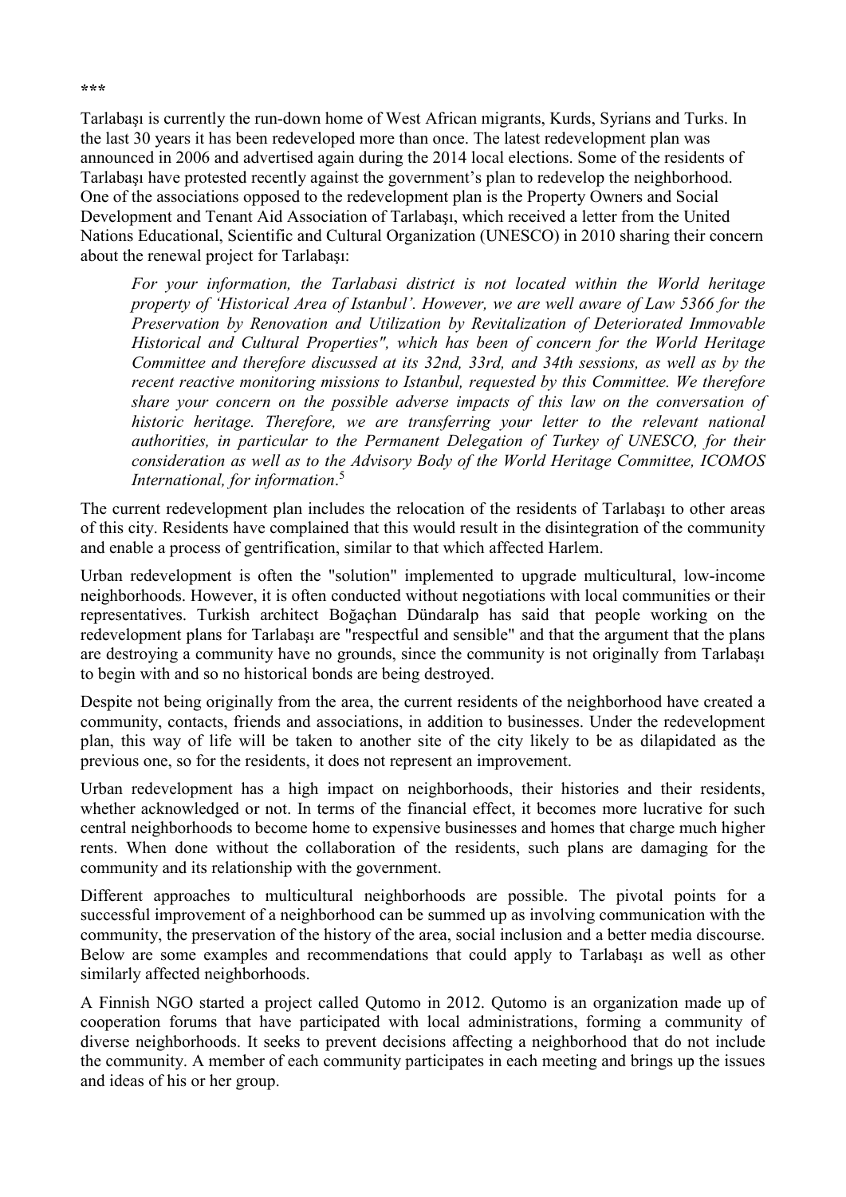\*\*\*

Tarlabaşı is currently the run-down home of West African migrants, Kurds, Syrians and Turks. In the last 30 years it has been redeveloped more than once. The latest redevelopment plan was announced in 2006 and advertised again during the 2014 local elections. Some of the residents of Tarlabaşı have protested recently against the government's plan to redevelop the neighborhood. One of the associations opposed to the redevelopment plan is the Property Owners and Social Development and Tenant Aid Association of Tarlabaşı, which received a letter from the United Nations Educational, Scientific and Cultural Organization (UNESCO) in 2010 sharing their concern about the renewal project for Tarlabaşı:

> *For your information, the Tarlabasi district is not located within the World heritage property of 'Historical Area of Istanbul'. However, we are well aware of Law 5366 for the Preservation by Renovation and Utilization by Revitalization of Deteriorated Immovable Historical and Cultural Properties", which has been of concern for the World Heritage Committee and therefore discussed at its 32nd, 33rd, and 34th sessions, as well as by the recent reactive monitoring missions to Istanbul, requested by this Committee. We therefore share your concern on the possible adverse impacts of this law on the conversation of historic heritage. Therefore, we are transferring your letter to the relevant national authorities, in particular to the Permanent Delegation of Turkey of UNESCO, for their consideration as well as to the Advisory Body of the World Heritage Committee, ICOMOS International, for information*.[5]

The current redevelopment plan includes the relocation of the residents of Tarlabaşı to other areas of this city. Residents have complained that this would result in the disintegration of the community and enable a process of gentrification, similar to that which affected Harlem.

Urban redevelopment is often the "solution" implemented to upgrade multicultural, low-income neighborhoods. However, it is often conducted without negotiations with local communities or their representatives. Turkish architect Boğaçhan Dündaralp has said that people working on the redevelopment plans for Tarlabaşı are "respectful and sensible" and that the argument that the plans are destroying a community have no grounds, since the community is not originally from Tarlabaşı to begin with and so no historical bonds are being destroyed.

Despite not being originally from the area, the current residents of the neighborhood have created a community, contacts, friends and associations, in addition to businesses. Under the redevelopment plan, this way of life will be taken to another site of the city likely to be as dilapidated as the previous one, so for the residents, it does not represent an improvement.

Urban redevelopment has a high impact on neighborhoods, their histories and their residents, whether acknowledged or not. In terms of the financial effect, it becomes more lucrative for such central neighborhoods to become home to expensive businesses and homes that charge much higher rents. When done without the collaboration of the residents, such plans are damaging for the community and its relationship with the government.

Different approaches to multicultural neighborhoods are possible. The pivotal points for a successful improvement of a neighborhood can be summed up as involving communication with the community, the preservation of the history of the area, social inclusion and a better media discourse. Below are some examples and recommendations that could apply to Tarlabaşı as well as other similarly affected neighborhoods.

A Finnish NGO started a project called Qutomo in 2012. Qutomo is an organization made up of cooperation forums that have participated with local administrations, forming a community of diverse neighborhoods. It seeks to prevent decisions affecting a neighborhood that do not include the community. A member of each community participates in each meeting and brings up the issues and ideas of his or her group.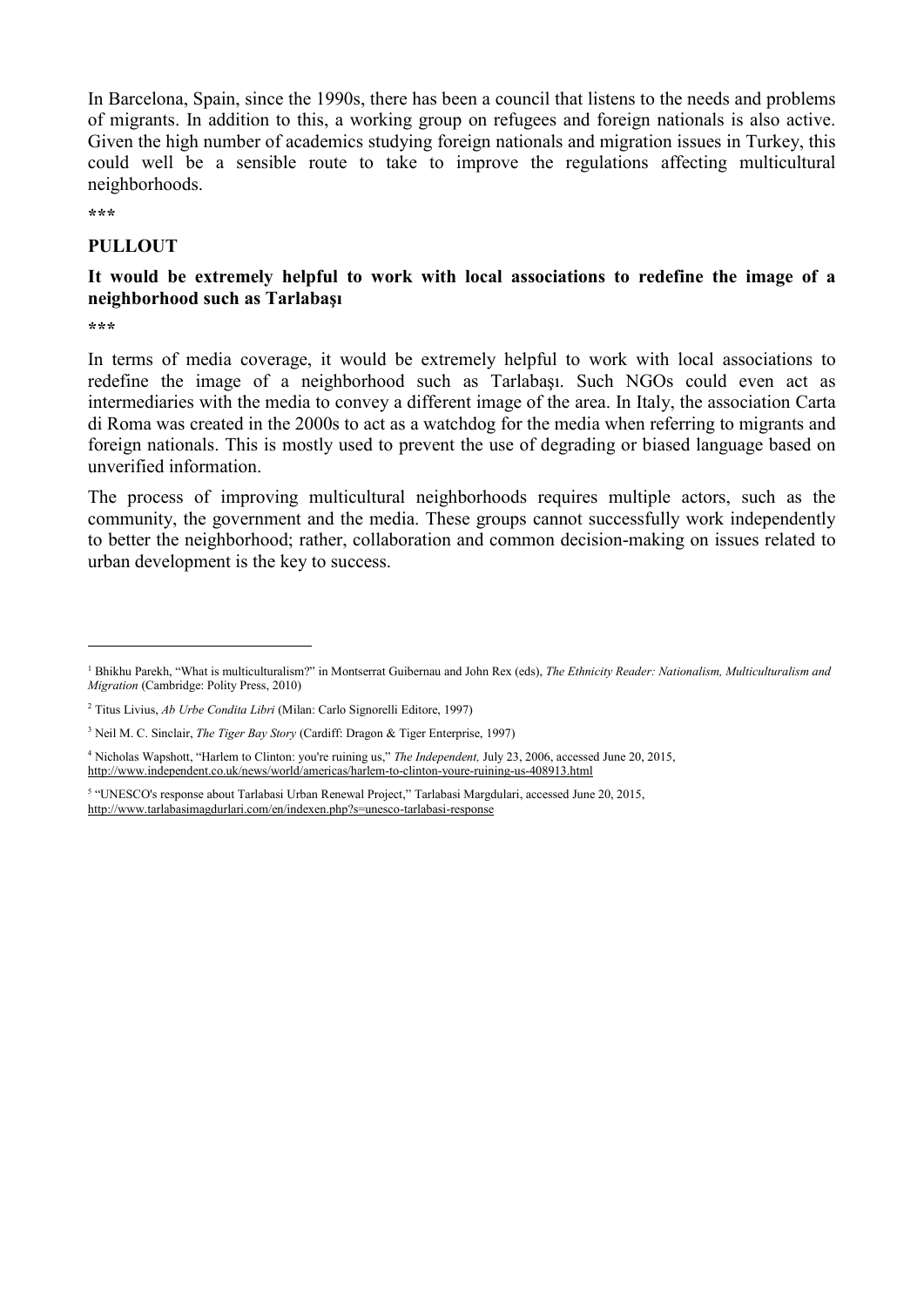In Barcelona, Spain, since the 1990s, there has been a council that listens to the needs and problems of migrants. In addition to this, a working group on refugees and foreign nationals is also active. Given the high number of academics studying foreign nationals and migration issues in Turkey, this could well be a sensible route to take to improve the regulations affecting multicultural neighborhoods.

\*\*\*

**PULLOUT**

**It would be extremely helpful to work with local associations to redefine the image of a neighborhood such as Tarlabaşı**

\*\*\*

In terms of media coverage, it would be extremely helpful to work with local associations to redefine the image of a neighborhood such as Tarlabaşı. Such NGOs could even act as intermediaries with the media to convey a different image of the area. In Italy, the association Carta di Roma was created in the 2000s to act as a watchdog for the media when referring to migrants and foreign nationals. This is mostly used to prevent the use of degrading or biased language based on unverified information.

The process of improving multicultural neighborhoods requires multiple actors, such as the community, the government and the media. These groups cannot successfully work independently to better the neighborhood; rather, collaboration and common decision-making on issues related to urban development is the key to success.

---

[1] Bhikhu Parekh, "What is multiculturalism?" in Montserrat Guibernau and John Rex (eds), *The Ethnicity Reader: Nationalism, Multiculturalism and Migration* (Cambridge: Polity Press, 2010)

[2] Titus Livius, *Ab Urbe Condita Libri* (Milan: Carlo Signorelli Editore, 1997)

[3] Neil M. C. Sinclair, *The Tiger Bay Story* (Cardiff: Dragon & Tiger Enterprise, 1997)

[4] Nicholas Wapshott, "Harlem to Clinton: you're ruining us," *The Independent,* July 23, 2006, accessed June 20, 2015, http://www.independent.co.uk/news/world/americas/harlem-to-clinton-youre-ruining-us-408913.html

[5] "UNESCO's response about Tarlabasi Urban Renewal Project," Tarlabasi Margdulari, accessed June 20, 2015, http://www.tarlabasimagdurlari.com/en/indexen.php?s=unesco-tarlabasi-response